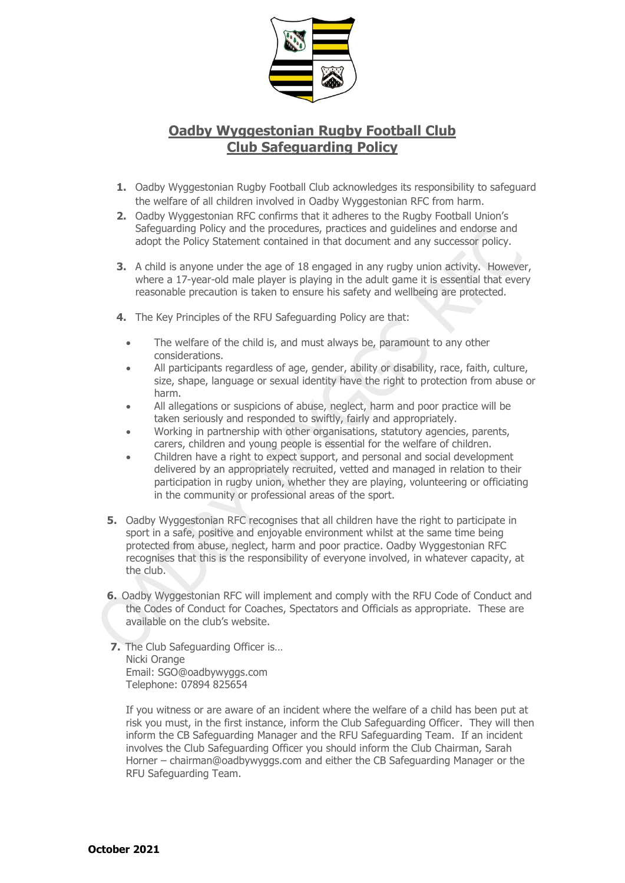# Oadby Wyggestonian Rugby Football Club
# Club Safeguarding Policy

1. Oadby Wyggestonian Rugby Football Club acknowledges its responsibility to safeguard the welfare of all children involved in Oadby Wyggestonian RFC from harm.
2. Oadby Wyggestonian RFC confirms that it adheres to the Rugby Football Union's Safeguarding Policy and the procedures, practices and guidelines and endorse and adopt the Policy Statement contained in that document and any successor policy.
3. A child is anyone under the age of 18 engaged in any rugby union activity. However, where a 17-year-old male player is playing in the adult game it is essential that every reasonable precaution is taken to ensure his safety and wellbeing are protected.
4. The Key Principles of the RFU Safeguarding Policy are that:
   - The welfare of the child is, and must always be, paramount to any other considerations.
   - All participants regardless of age, gender, ability or disability, race, faith, culture, size, shape, language or sexual identity have the right to protection from abuse or harm.
   - All allegations or suspicions of abuse, neglect, harm and poor practice will be taken seriously and responded to swiftly, fairly and appropriately.
   - Working in partnership with other organisations, statutory agencies, parents, carers, children and young people is essential for the welfare of children.
   - Children have a right to expect support, and personal and social development delivered by an appropriately recruited, vetted and managed in relation to their participation in rugby union, whether they are playing, volunteering or officiating in the community or professional areas of the sport.
5. Oadby Wyggestonian RFC recognises that all children have the right to participate in sport in a safe, positive and enjoyable environment whilst at the same time being protected from abuse, neglect, harm and poor practice. Oadby Wyggestonian RFC recognises that this is the responsibility of everyone involved, in whatever capacity, at the club.
6. Oadby Wyggestonian RFC will implement and comply with the RFU Code of Conduct and the Codes of Conduct for Coaches, Spectators and Officials as appropriate. These are available on the club's website.
7. The Club Safeguarding Officer is…
   Nicki Orange
   Email: SGO@oadbywyggs.com
   Telephone: 07894 825654

   If you witness or are aware of an incident where the welfare of a child has been put at risk you must, in the first instance, inform the Club Safeguarding Officer. They will then inform the CB Safeguarding Manager and the RFU Safeguarding Team. If an incident involves the Club Safeguarding Officer you should inform the Club Chairman, Sarah Horner – chairman@oadbywyggs.com and either the CB Safeguarding Manager or the RFU Safeguarding Team.

**October 2021**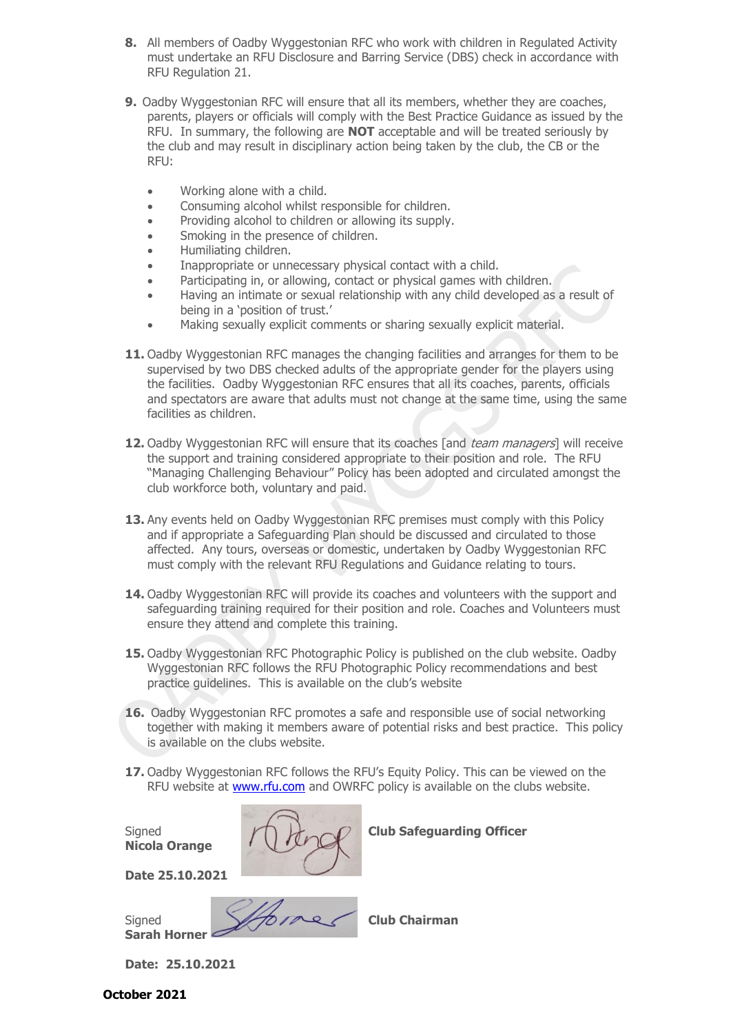8. All members of Oadby Wyggestonian RFC who work with children in Regulated Activity must undertake an RFU Disclosure and Barring Service (DBS) check in accordance with RFU Regulation 21.

9. Oadby Wyggestonian RFC will ensure that all its members, whether they are coaches, parents, players or officials will comply with the Best Practice Guidance as issued by the RFU. In summary, the following are **NOT** acceptable and will be treated seriously by the club and may result in disciplinary action being taken by the club, the CB or the RFU:

   - Working alone with a child.
   - Consuming alcohol whilst responsible for children.
   - Providing alcohol to children or allowing its supply.
   - Smoking in the presence of children.
   - Humiliating children.
   - Inappropriate or unnecessary physical contact with a child.
   - Participating in, or allowing, contact or physical games with children.
   - Having an intimate or sexual relationship with any child developed as a result of being in a 'position of trust.'
   - Making sexually explicit comments or sharing sexually explicit material.

11. Oadby Wyggestonian RFC manages the changing facilities and arranges for them to be supervised by two DBS checked adults of the appropriate gender for the players using the facilities. Oadby Wyggestonian RFC ensures that all its coaches, parents, officials and spectators are aware that adults must not change at the same time, using the same facilities as children.

12. Oadby Wyggestonian RFC will ensure that its coaches [and *team managers*] will receive the support and training considered appropriate to their position and role. The RFU "Managing Challenging Behaviour" Policy has been adopted and circulated amongst the club workforce both, voluntary and paid.

13. Any events held on Oadby Wyggestonian RFC premises must comply with this Policy and if appropriate a Safeguarding Plan should be discussed and circulated to those affected. Any tours, overseas or domestic, undertaken by Oadby Wyggestonian RFC must comply with the relevant RFU Regulations and Guidance relating to tours.

14. Oadby Wyggestonian RFC will provide its coaches and volunteers with the support and safeguarding training required for their position and role. Coaches and Volunteers must ensure they attend and complete this training.

15. Oadby Wyggestonian RFC Photographic Policy is published on the club website. Oadby Wyggestonian RFC follows the RFU Photographic Policy recommendations and best practice guidelines. This is available on the club's website

16. Oadby Wyggestonian RFC promotes a safe and responsible use of social networking together with making it members aware of potential risks and best practice. This policy is available on the clubs website.

17. Oadby Wyggestonian RFC follows the RFU's Equity Policy. This can be viewed on the RFU website at [www.rfu.com](http://www.rfu.com) and OWRFC policy is available on the clubs website.

Signed
**Nicola Orange** **Club Safeguarding Officer**

**Date 25.10.2021**

Signed
**Sarah Horner** **Club Chairman**

**Date: 25.10.2021**

**October 2021**